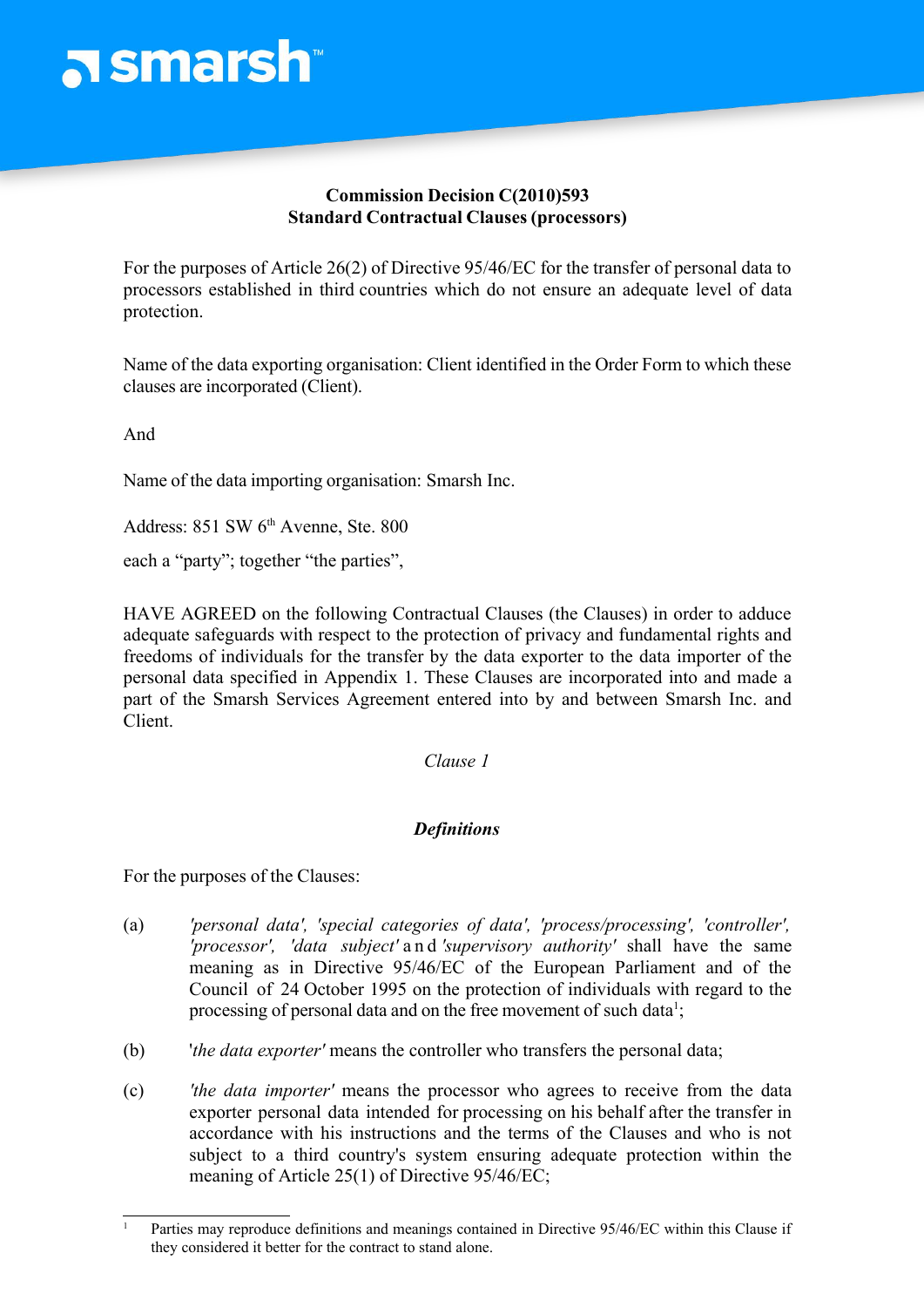**Commission Decision C(2010)593**
**Standard Contractual Clauses (processors)**

For the purposes of Article 26(2) of Directive 95/46/EC for the transfer of personal data to processors established in third countries which do not ensure an adequate level of data protection.

Name of the data exporting organisation: Client identified in the Order Form to which these clauses are incorporated (Client).

And

Name of the data importing organisation: Smarsh Inc.

Address: 851 SW 6th Avenne, Ste. 800

each a "party"; together "the parties",

HAVE AGREED on the following Contractual Clauses (the Clauses) in order to adduce adequate safeguards with respect to the protection of privacy and fundamental rights and freedoms of individuals for the transfer by the data exporter to the data importer of the personal data specified in Appendix 1. These Clauses are incorporated into and made a part of the Smarsh Services Agreement entered into by and between Smarsh Inc. and Client.

*Clause 1*

***Definitions***

For the purposes of the Clauses:

(a) *'personal data', 'special categories of data', 'process/processing', 'controller', 'processor', 'data subject'* and *'supervisory authority'* shall have the same meaning as in Directive 95/46/EC of the European Parliament and of the Council of 24 October 1995 on the protection of individuals with regard to the processing of personal data and on the free movement of such data[1];

(b) '*the data exporter'* means the controller who transfers the personal data;

(c) *'the data importer'* means the processor who agrees to receive from the data exporter personal data intended for processing on his behalf after the transfer in accordance with his instructions and the terms of the Clauses and who is not subject to a third country's system ensuring adequate protection within the meaning of Article 25(1) of Directive 95/46/EC;

[1] Parties may reproduce definitions and meanings contained in Directive 95/46/EC within this Clause if they considered it better for the contract to stand alone.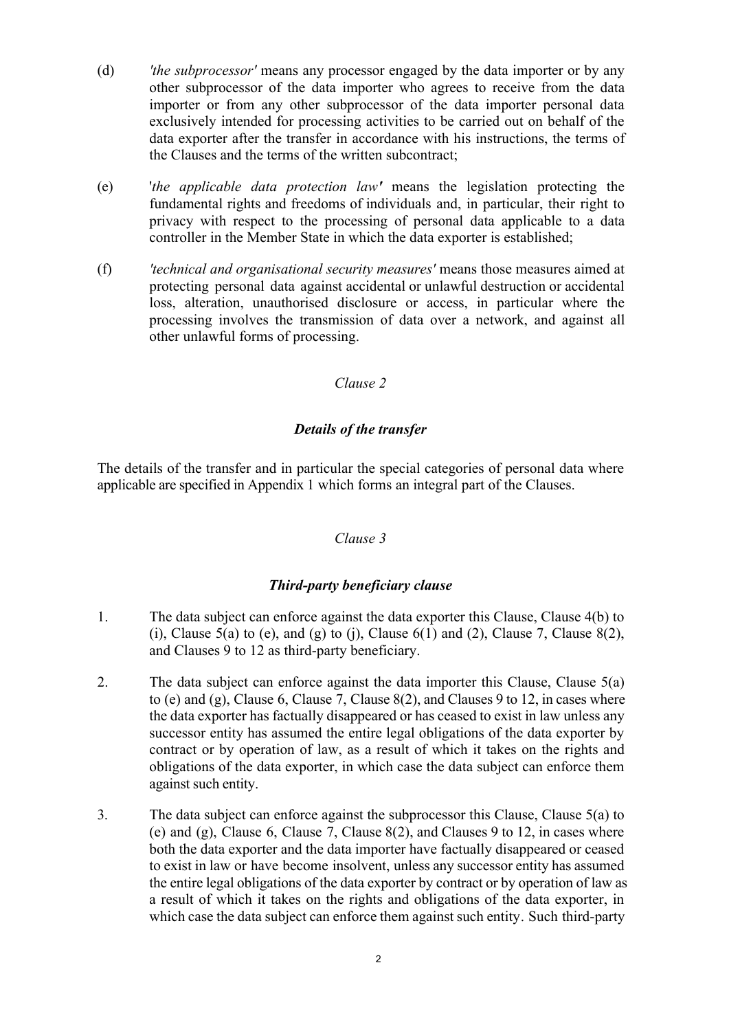(d) *'the subprocessor'* means any processor engaged by the data importer or by any other subprocessor of the data importer who agrees to receive from the data importer or from any other subprocessor of the data importer personal data exclusively intended for processing activities to be carried out on behalf of the data exporter after the transfer in accordance with his instructions, the terms of the Clauses and the terms of the written subcontract;

(e) '*the applicable data protection law'* means the legislation protecting the fundamental rights and freedoms of individuals and, in particular, their right to privacy with respect to the processing of personal data applicable to a data controller in the Member State in which the data exporter is established;

(f) *'technical and organisational security measures'* means those measures aimed at protecting personal data against accidental or unlawful destruction or accidental loss, alteration, unauthorised disclosure or access, in particular where the processing involves the transmission of data over a network, and against all other unlawful forms of processing.

*Clause 2*

***Details of the transfer***

The details of the transfer and in particular the special categories of personal data where applicable are specified in Appendix 1 which forms an integral part of the Clauses.

*Clause 3*

***Third-party beneficiary clause***

1. The data subject can enforce against the data exporter this Clause, Clause 4(b) to (i), Clause 5(a) to (e), and (g) to (j), Clause 6(1) and (2), Clause 7, Clause 8(2), and Clauses 9 to 12 as third-party beneficiary.

2. The data subject can enforce against the data importer this Clause, Clause 5(a) to (e) and (g), Clause 6, Clause 7, Clause 8(2), and Clauses 9 to 12, in cases where the data exporter has factually disappeared or has ceased to exist in law unless any successor entity has assumed the entire legal obligations of the data exporter by contract or by operation of law, as a result of which it takes on the rights and obligations of the data exporter, in which case the data subject can enforce them against such entity.

3. The data subject can enforce against the subprocessor this Clause, Clause 5(a) to (e) and (g), Clause 6, Clause 7, Clause 8(2), and Clauses 9 to 12, in cases where both the data exporter and the data importer have factually disappeared or ceased to exist in law or have become insolvent, unless any successor entity has assumed the entire legal obligations of the data exporter by contract or by operation of law as a result of which it takes on the rights and obligations of the data exporter, in which case the data subject can enforce them against such entity. Such third-party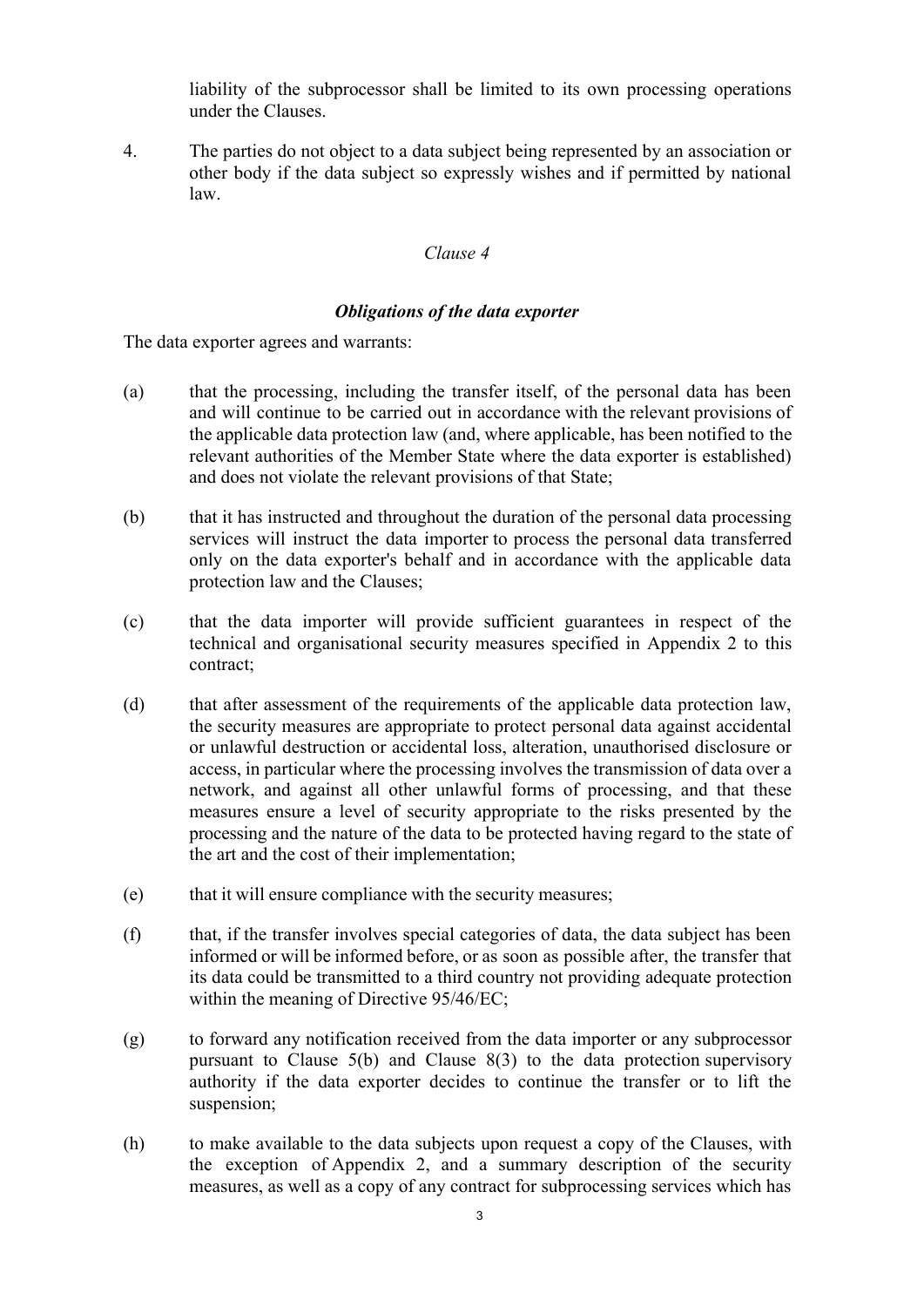liability of the subprocessor shall be limited to its own processing operations under the Clauses.

4. The parties do not object to a data subject being represented by an association or other body if the data subject so expressly wishes and if permitted by national law.

*Clause 4*

***Obligations of the data exporter***

The data exporter agrees and warrants:

(a) that the processing, including the transfer itself, of the personal data has been and will continue to be carried out in accordance with the relevant provisions of the applicable data protection law (and, where applicable, has been notified to the relevant authorities of the Member State where the data exporter is established) and does not violate the relevant provisions of that State;

(b) that it has instructed and throughout the duration of the personal data processing services will instruct the data importer to process the personal data transferred only on the data exporter's behalf and in accordance with the applicable data protection law and the Clauses;

(c) that the data importer will provide sufficient guarantees in respect of the technical and organisational security measures specified in Appendix 2 to this contract;

(d) that after assessment of the requirements of the applicable data protection law, the security measures are appropriate to protect personal data against accidental or unlawful destruction or accidental loss, alteration, unauthorised disclosure or access, in particular where the processing involves the transmission of data over a network, and against all other unlawful forms of processing, and that these measures ensure a level of security appropriate to the risks presented by the processing and the nature of the data to be protected having regard to the state of the art and the cost of their implementation;

(e) that it will ensure compliance with the security measures;

(f) that, if the transfer involves special categories of data, the data subject has been informed or will be informed before, or as soon as possible after, the transfer that its data could be transmitted to a third country not providing adequate protection within the meaning of Directive 95/46/EC;

(g) to forward any notification received from the data importer or any subprocessor pursuant to Clause 5(b) and Clause 8(3) to the data protection supervisory authority if the data exporter decides to continue the transfer or to lift the suspension;

(h) to make available to the data subjects upon request a copy of the Clauses, with the exception of Appendix 2, and a summary description of the security measures, as well as a copy of any contract for subprocessing services which has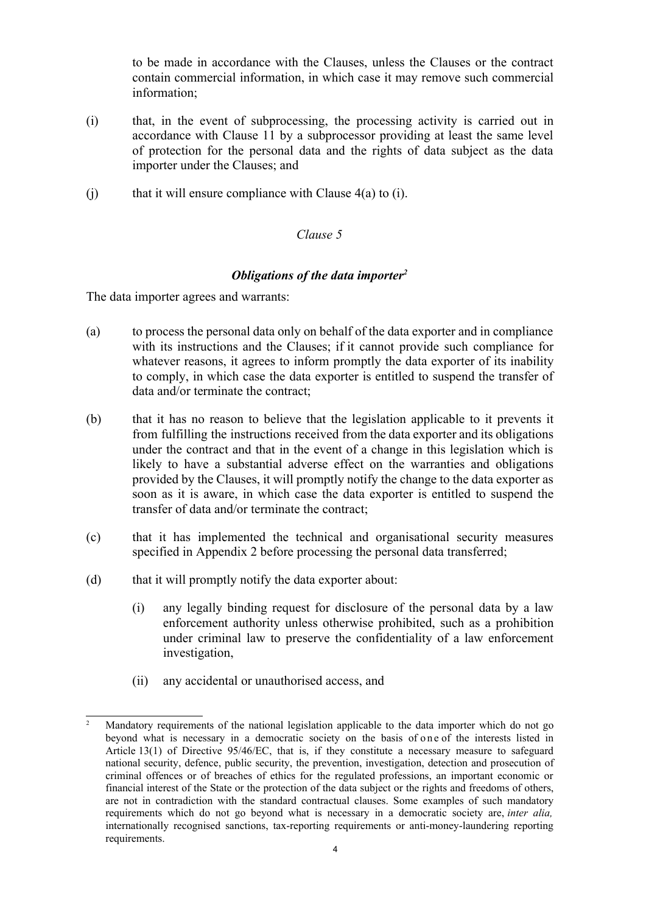to be made in accordance with the Clauses, unless the Clauses or the contract contain commercial information, in which case it may remove such commercial information;

(i) that, in the event of subprocessing, the processing activity is carried out in accordance with Clause 11 by a subprocessor providing at least the same level of protection for the personal data and the rights of data subject as the data importer under the Clauses; and

(j) that it will ensure compliance with Clause 4(a) to (i).

*Clause 5*

***Obligations of the data importer***[2]

The data importer agrees and warrants:

(a) to process the personal data only on behalf of the data exporter and in compliance with its instructions and the Clauses; if it cannot provide such compliance for whatever reasons, it agrees to inform promptly the data exporter of its inability to comply, in which case the data exporter is entitled to suspend the transfer of data and/or terminate the contract;

(b) that it has no reason to believe that the legislation applicable to it prevents it from fulfilling the instructions received from the data exporter and its obligations under the contract and that in the event of a change in this legislation which is likely to have a substantial adverse effect on the warranties and obligations provided by the Clauses, it will promptly notify the change to the data exporter as soon as it is aware, in which case the data exporter is entitled to suspend the transfer of data and/or terminate the contract;

(c) that it has implemented the technical and organisational security measures specified in Appendix 2 before processing the personal data transferred;

(d) that it will promptly notify the data exporter about:

   (i) any legally binding request for disclosure of the personal data by a law enforcement authority unless otherwise prohibited, such as a prohibition under criminal law to preserve the confidentiality of a law enforcement investigation,

   (ii) any accidental or unauthorised access, and

---

[2] Mandatory requirements of the national legislation applicable to the data importer which do not go beyond what is necessary in a democratic society on the basis of one of the interests listed in Article 13(1) of Directive 95/46/EC, that is, if they constitute a necessary measure to safeguard national security, defence, public security, the prevention, investigation, detection and prosecution of criminal offences or of breaches of ethics for the regulated professions, an important economic or financial interest of the State or the protection of the data subject or the rights and freedoms of others, are not in contradiction with the standard contractual clauses. Some examples of such mandatory requirements which do not go beyond what is necessary in a democratic society are, *inter alia,* internationally recognised sanctions, tax-reporting requirements or anti-money-laundering reporting requirements.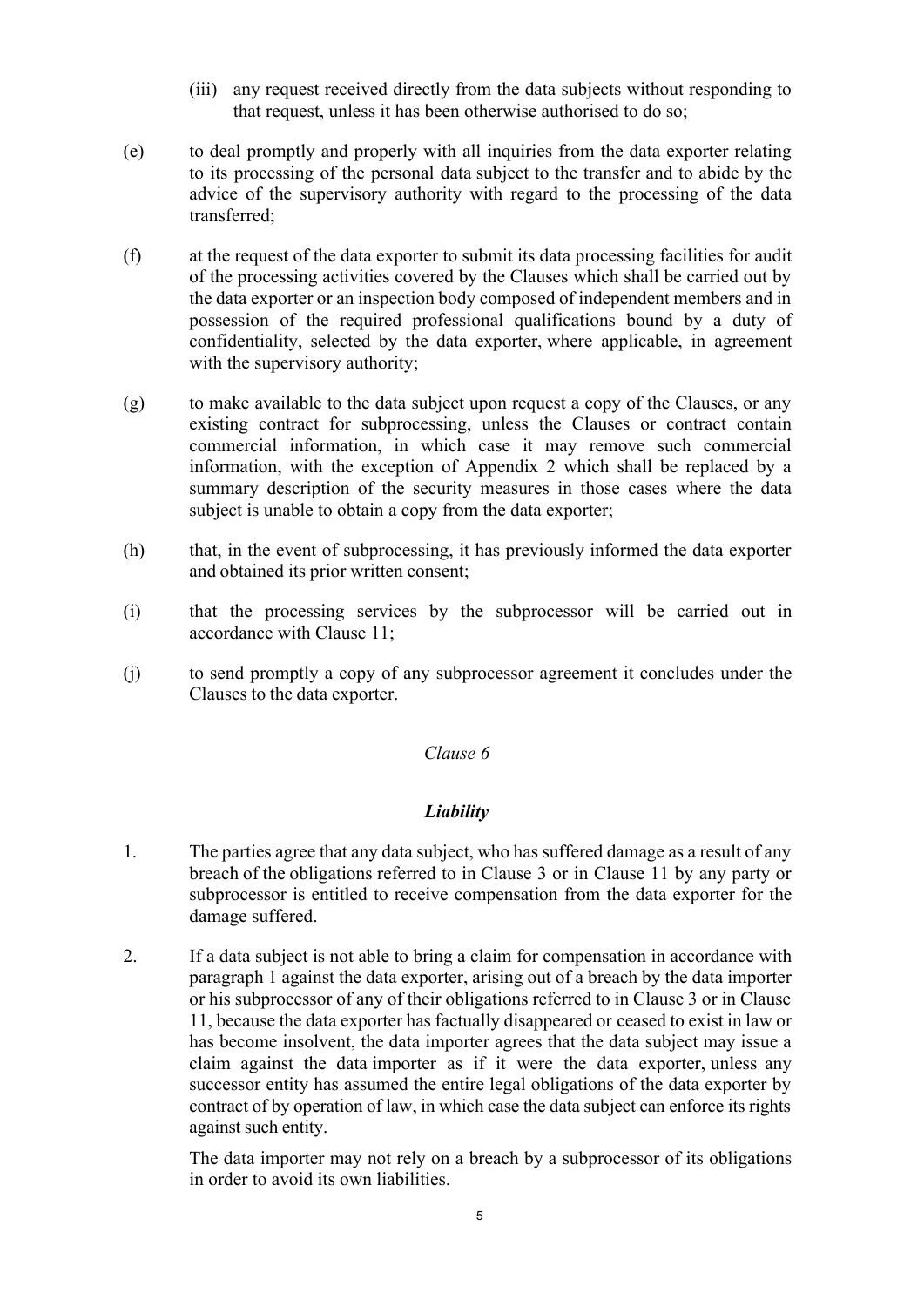(iii) any request received directly from the data subjects without responding to that request, unless it has been otherwise authorised to do so;

(e) to deal promptly and properly with all inquiries from the data exporter relating to its processing of the personal data subject to the transfer and to abide by the advice of the supervisory authority with regard to the processing of the data transferred;

(f) at the request of the data exporter to submit its data processing facilities for audit of the processing activities covered by the Clauses which shall be carried out by the data exporter or an inspection body composed of independent members and in possession of the required professional qualifications bound by a duty of confidentiality, selected by the data exporter, where applicable, in agreement with the supervisory authority;

(g) to make available to the data subject upon request a copy of the Clauses, or any existing contract for subprocessing, unless the Clauses or contract contain commercial information, in which case it may remove such commercial information, with the exception of Appendix 2 which shall be replaced by a summary description of the security measures in those cases where the data subject is unable to obtain a copy from the data exporter;

(h) that, in the event of subprocessing, it has previously informed the data exporter and obtained its prior written consent;

(i) that the processing services by the subprocessor will be carried out in accordance with Clause 11;

(j) to send promptly a copy of any subprocessor agreement it concludes under the Clauses to the data exporter.

*Clause 6*

***Liability***

1. The parties agree that any data subject, who has suffered damage as a result of any breach of the obligations referred to in Clause 3 or in Clause 11 by any party or subprocessor is entitled to receive compensation from the data exporter for the damage suffered.

2. If a data subject is not able to bring a claim for compensation in accordance with paragraph 1 against the data exporter, arising out of a breach by the data importer or his subprocessor of any of their obligations referred to in Clause 3 or in Clause 11, because the data exporter has factually disappeared or ceased to exist in law or has become insolvent, the data importer agrees that the data subject may issue a claim against the data importer as if it were the data exporter, unless any successor entity has assumed the entire legal obligations of the data exporter by contract of by operation of law, in which case the data subject can enforce its rights against such entity.

   The data importer may not rely on a breach by a subprocessor of its obligations in order to avoid its own liabilities.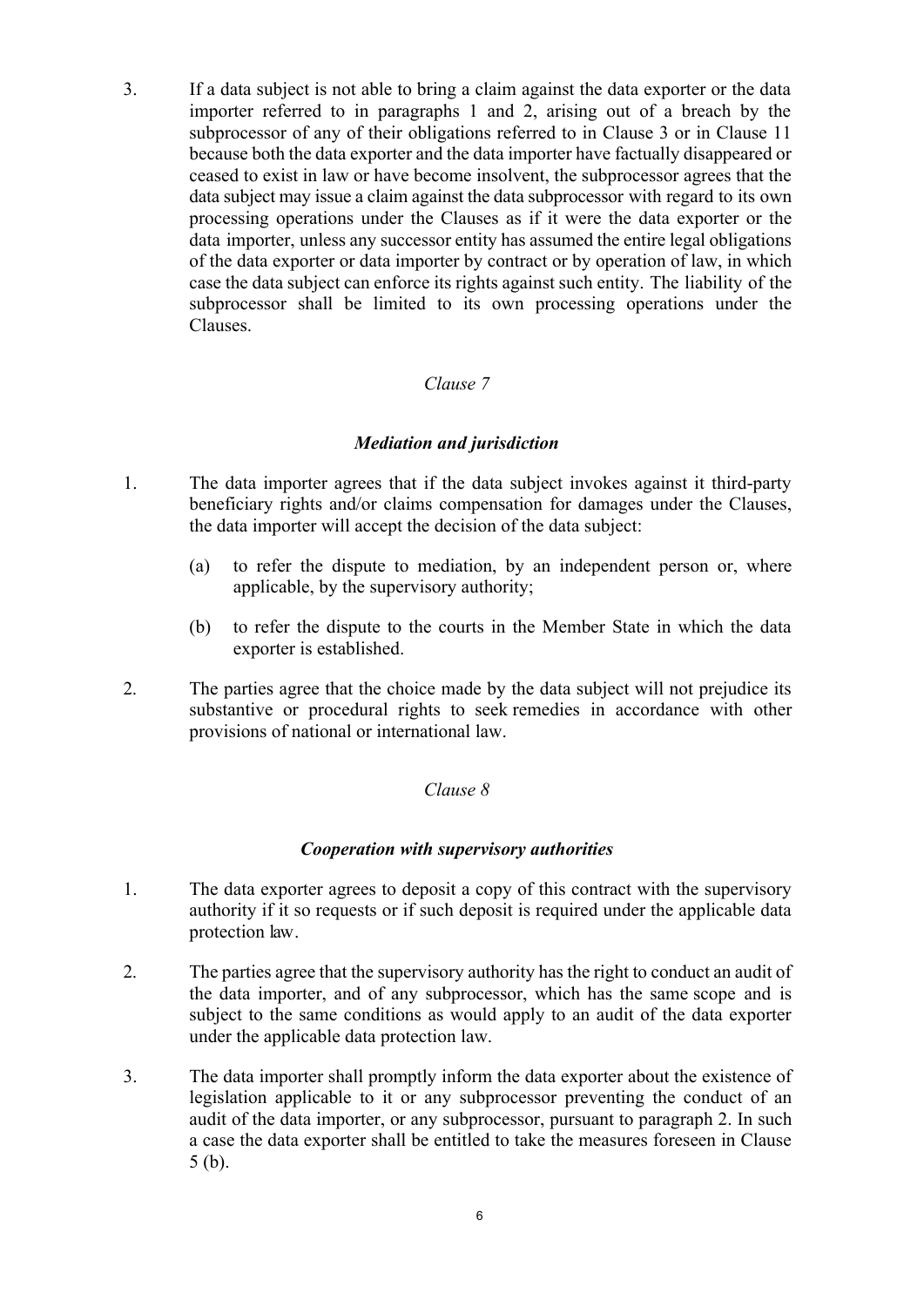3. If a data subject is not able to bring a claim against the data exporter or the data importer referred to in paragraphs 1 and 2, arising out of a breach by the subprocessor of any of their obligations referred to in Clause 3 or in Clause 11 because both the data exporter and the data importer have factually disappeared or ceased to exist in law or have become insolvent, the subprocessor agrees that the data subject may issue a claim against the data subprocessor with regard to its own processing operations under the Clauses as if it were the data exporter or the data importer, unless any successor entity has assumed the entire legal obligations of the data exporter or data importer by contract or by operation of law, in which case the data subject can enforce its rights against such entity. The liability of the subprocessor shall be limited to its own processing operations under the Clauses.

*Clause 7*

***Mediation and jurisdiction***

1. The data importer agrees that if the data subject invokes against it third-party beneficiary rights and/or claims compensation for damages under the Clauses, the data importer will accept the decision of the data subject:

   (a) to refer the dispute to mediation, by an independent person or, where applicable, by the supervisory authority;

   (b) to refer the dispute to the courts in the Member State in which the data exporter is established.

2. The parties agree that the choice made by the data subject will not prejudice its substantive or procedural rights to seek remedies in accordance with other provisions of national or international law.

*Clause 8*

***Cooperation with supervisory authorities***

1. The data exporter agrees to deposit a copy of this contract with the supervisory authority if it so requests or if such deposit is required under the applicable data protection law.

2. The parties agree that the supervisory authority has the right to conduct an audit of the data importer, and of any subprocessor, which has the same scope and is subject to the same conditions as would apply to an audit of the data exporter under the applicable data protection law.

3. The data importer shall promptly inform the data exporter about the existence of legislation applicable to it or any subprocessor preventing the conduct of an audit of the data importer, or any subprocessor, pursuant to paragraph 2. In such a case the data exporter shall be entitled to take the measures foreseen in Clause 5 (b).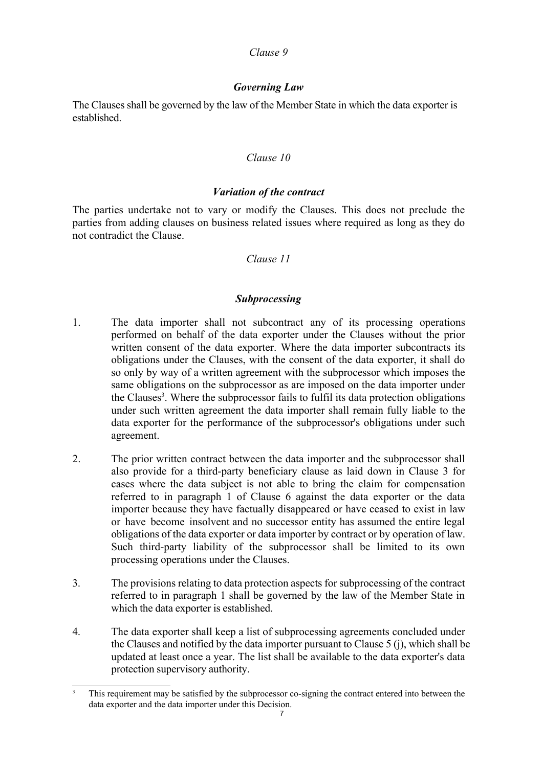*Clause 9*

***Governing Law***

The Clauses shall be governed by the law of the Member State in which the data exporter is established.

*Clause 10*

***Variation of the contract***

The parties undertake not to vary or modify the Clauses. This does not preclude the parties from adding clauses on business related issues where required as long as they do not contradict the Clause.

*Clause 11*

***Subprocessing***

1. The data importer shall not subcontract any of its processing operations performed on behalf of the data exporter under the Clauses without the prior written consent of the data exporter. Where the data importer subcontracts its obligations under the Clauses, with the consent of the data exporter, it shall do so only by way of a written agreement with the subprocessor which imposes the same obligations on the subprocessor as are imposed on the data importer under the Clauses[3]. Where the subprocessor fails to fulfil its data protection obligations under such written agreement the data importer shall remain fully liable to the data exporter for the performance of the subprocessor's obligations under such agreement.

2. The prior written contract between the data importer and the subprocessor shall also provide for a third-party beneficiary clause as laid down in Clause 3 for cases where the data subject is not able to bring the claim for compensation referred to in paragraph 1 of Clause 6 against the data exporter or the data importer because they have factually disappeared or have ceased to exist in law or have become insolvent and no successor entity has assumed the entire legal obligations of the data exporter or data importer by contract or by operation of law. Such third-party liability of the subprocessor shall be limited to its own processing operations under the Clauses.

3. The provisions relating to data protection aspects for subprocessing of the contract referred to in paragraph 1 shall be governed by the law of the Member State in which the data exporter is established.

4. The data exporter shall keep a list of subprocessing agreements concluded under the Clauses and notified by the data importer pursuant to Clause 5 (j), which shall be updated at least once a year. The list shall be available to the data exporter's data protection supervisory authority.

---

[3] This requirement may be satisfied by the subprocessor co-signing the contract entered into between the data exporter and the data importer under this Decision.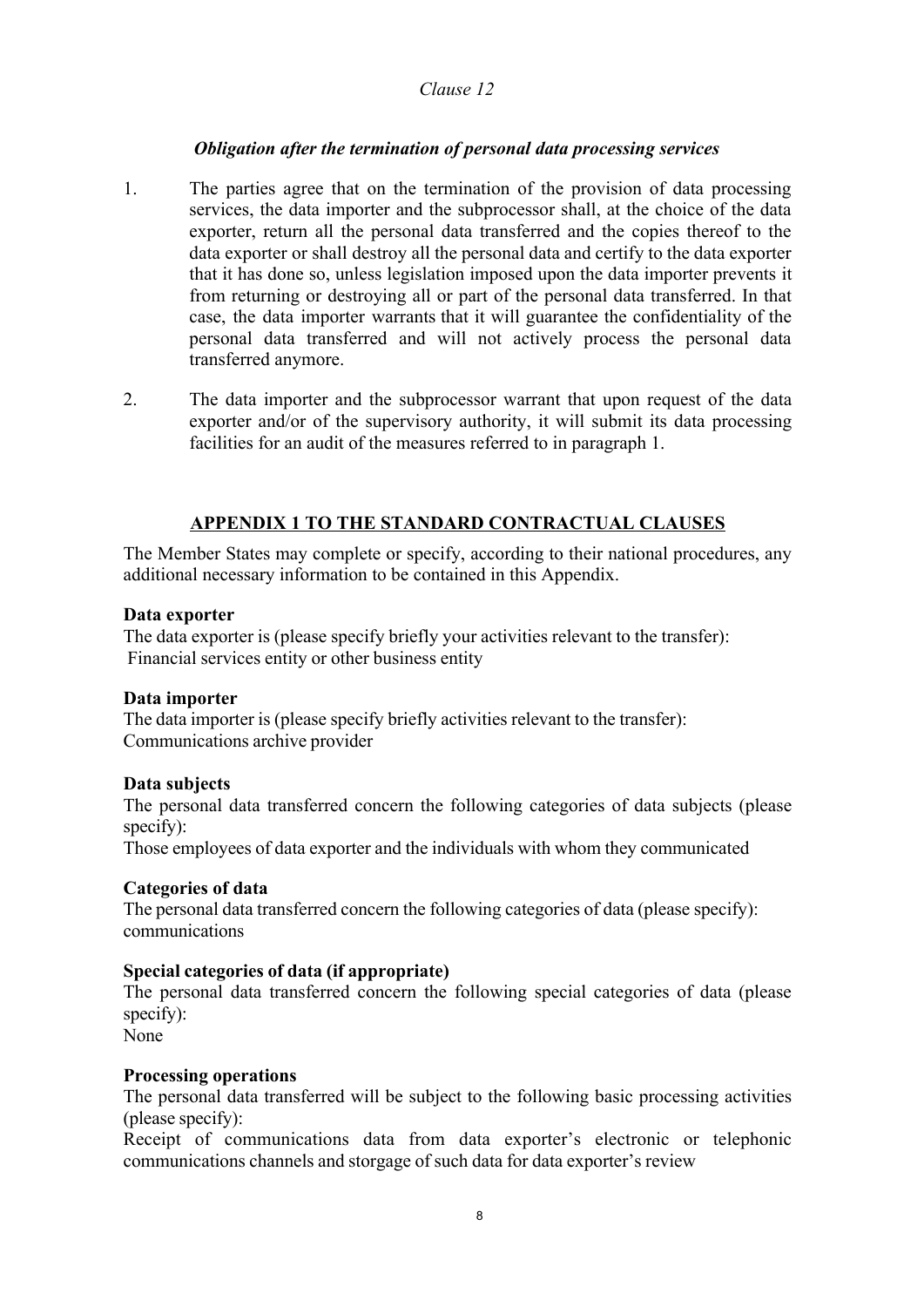*Clause 12*

***Obligation after the termination of personal data processing services***

1. The parties agree that on the termination of the provision of data processing services, the data importer and the subprocessor shall, at the choice of the data exporter, return all the personal data transferred and the copies thereof to the data exporter or shall destroy all the personal data and certify to the data exporter that it has done so, unless legislation imposed upon the data importer prevents it from returning or destroying all or part of the personal data transferred. In that case, the data importer warrants that it will guarantee the confidentiality of the personal data transferred and will not actively process the personal data transferred anymore.

2. The data importer and the subprocessor warrant that upon request of the data exporter and/or of the supervisory authority, it will submit its data processing facilities for an audit of the measures referred to in paragraph 1.

## APPENDIX 1 TO THE STANDARD CONTRACTUAL CLAUSES

The Member States may complete or specify, according to their national procedures, any additional necessary information to be contained in this Appendix.

**Data exporter**

The data exporter is (please specify briefly your activities relevant to the transfer):
Financial services entity or other business entity

**Data importer**

The data importer is (please specify briefly activities relevant to the transfer):
Communications archive provider

**Data subjects**

The personal data transferred concern the following categories of data subjects (please specify):
Those employees of data exporter and the individuals with whom they communicated

**Categories of data**

The personal data transferred concern the following categories of data (please specify):
communications

**Special categories of data (if appropriate)**

The personal data transferred concern the following special categories of data (please specify):
None

**Processing operations**

The personal data transferred will be subject to the following basic processing activities (please specify):
Receipt of communications data from data exporter's electronic or telephonic communications channels and storgage of such data for data exporter's review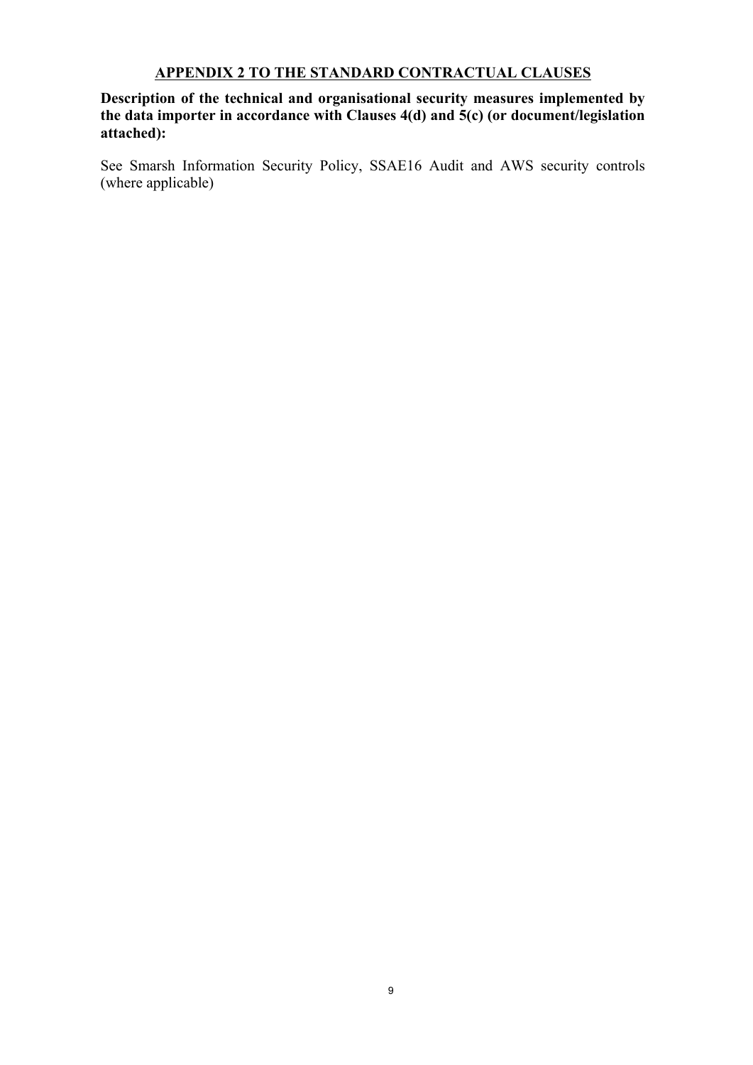## APPENDIX 2 TO THE STANDARD CONTRACTUAL CLAUSES

**Description of the technical and organisational security measures implemented by the data importer in accordance with Clauses 4(d) and 5(c) (or document/legislation attached):**

See Smarsh Information Security Policy, SSAE16 Audit and AWS security controls (where applicable)